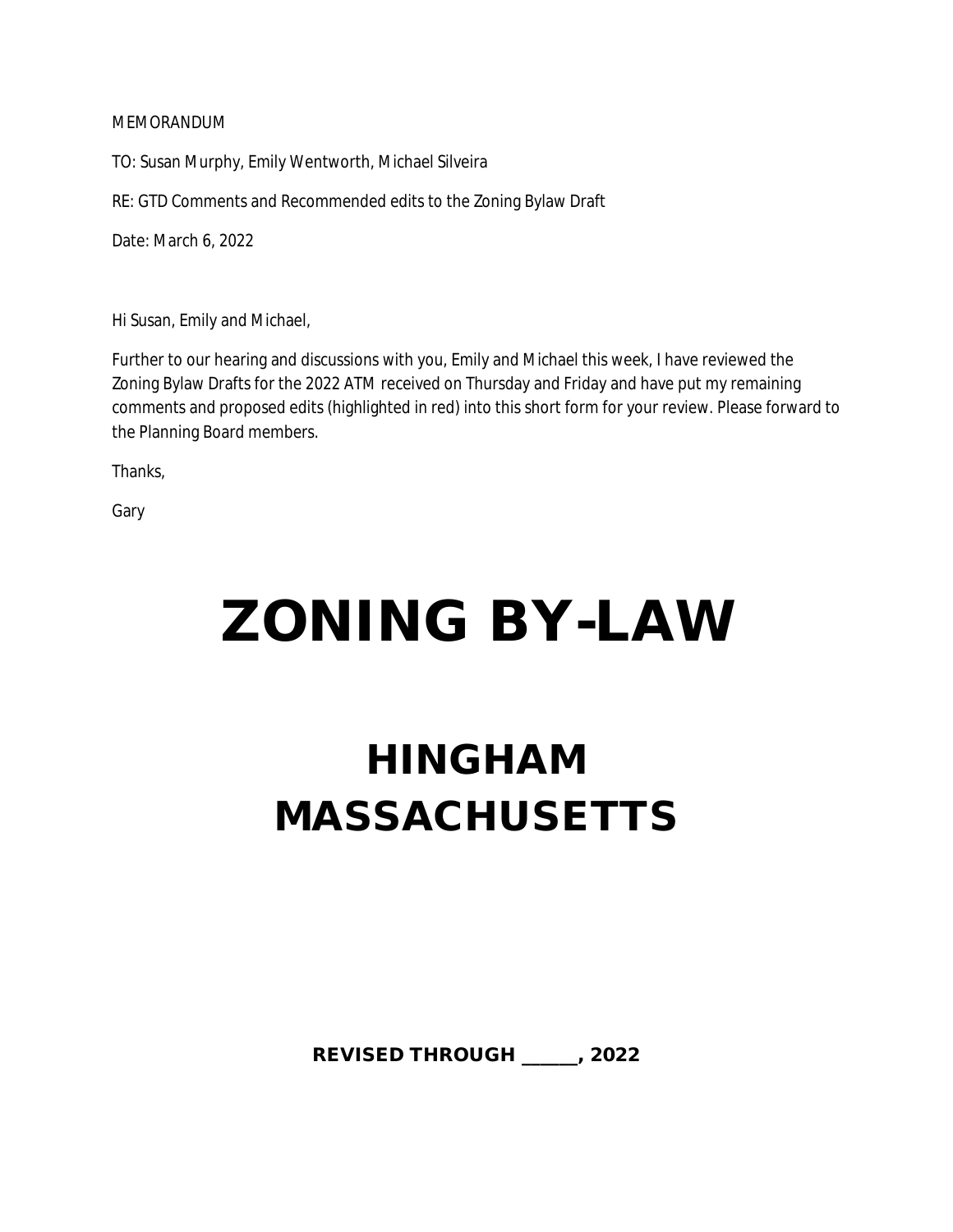MEMORANDUM

TO: Susan Murphy, Emily Wentworth, Michael Silveira

RE: GTD Comments and Recommended edits to the Zoning Bylaw Draft

Date: March 6, 2022

Hi Susan, Emily and Michael,

Further to our hearing and discussions with you, Emily and Michael this week, I have reviewed the Zoning Bylaw Drafts for the 2022 ATM received on Thursday and Friday and have put my remaining comments and proposed edits (highlighted in red) into this short form for your review. Please forward to the Planning Board members.

Thanks,

Gary

# ZONING BY-LAW

## HINGHAM MASSACHUSETTS

**REVISED THROUGH ______, 2022**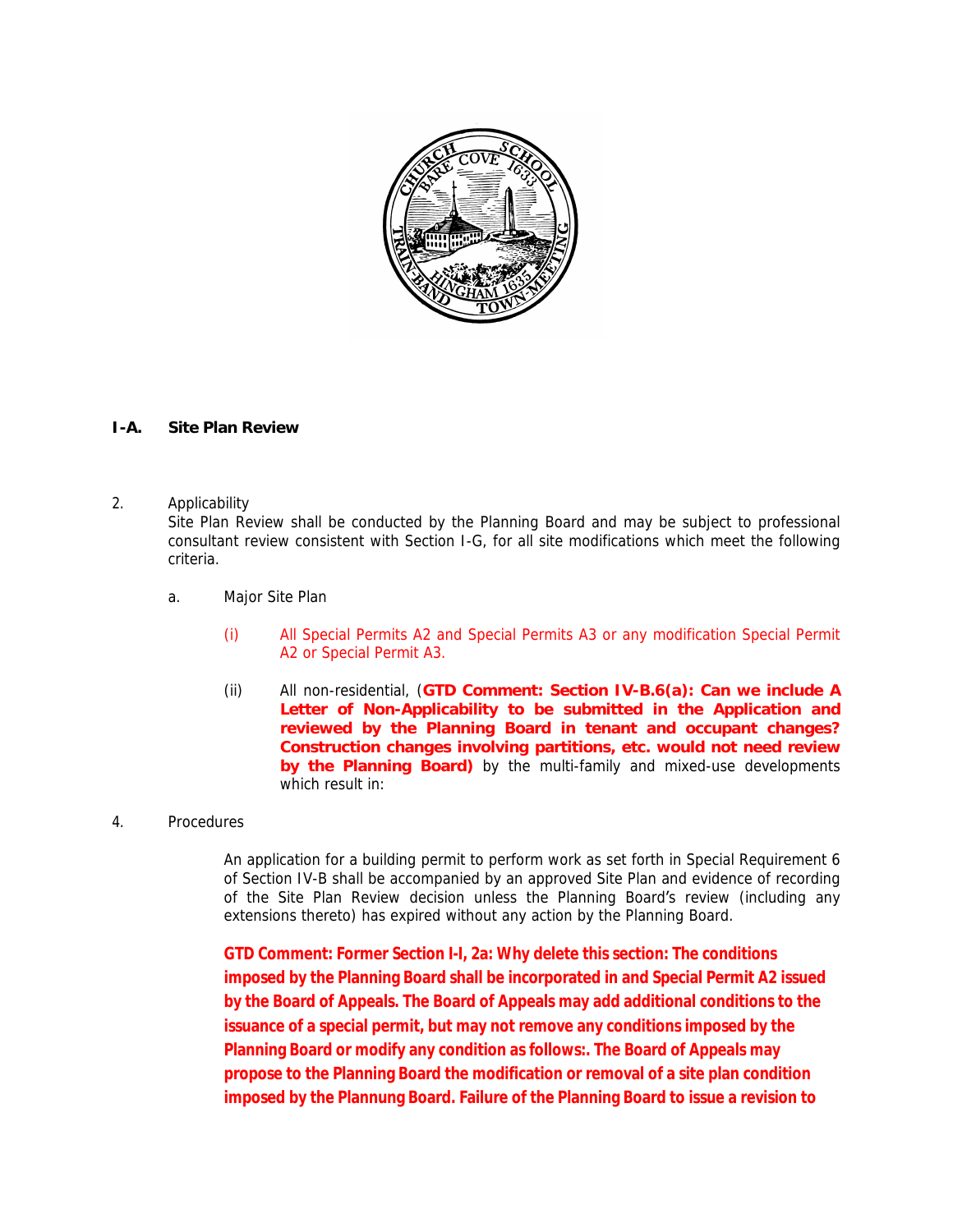## I-A. Site Plan Review

2. Applicability

   Site Plan Review shall be conducted by the Planning Board and may be subject to professional consultant review consistent with Section I-G, for all site modifications which meet the following criteria.

   a. Major Site Plan

      (i) All Special Permits A2 and Special Permits A3 or any modification Special Permit A2 or Special Permit A3.

      (ii) All non-residential, (**GTD Comment: Section IV-B.6(a): Can we include A Letter of Non-Applicability to be submitted in the Application and reviewed by the Planning Board in tenant and occupant changes? Construction changes involving partitions, etc. would not need review by the Planning Board)** by the multi-family and mixed-use developments which result in:

4. Procedures

   An application for a building permit to perform work as set forth in Special Requirement 6 of Section IV-B shall be accompanied by an approved Site Plan and evidence of recording of the Site Plan Review decision unless the Planning Board's review (including any extensions thereto) has expired without any action by the Planning Board.

   **GTD Comment: Former Section I-I, 2a: Why delete this section: The conditions imposed by the Planning Board shall be incorporated in and Special Permit A2 issued by the Board of Appeals. The Board of Appeals may add additional conditions to the issuance of a special permit, but may not remove any conditions imposed by the Planning Board or modify any condition as follows:. The Board of Appeals may propose to the Planning Board the modification or removal of a site plan condition imposed by the Plannung Board. Failure of the Planning Board to issue a revision to**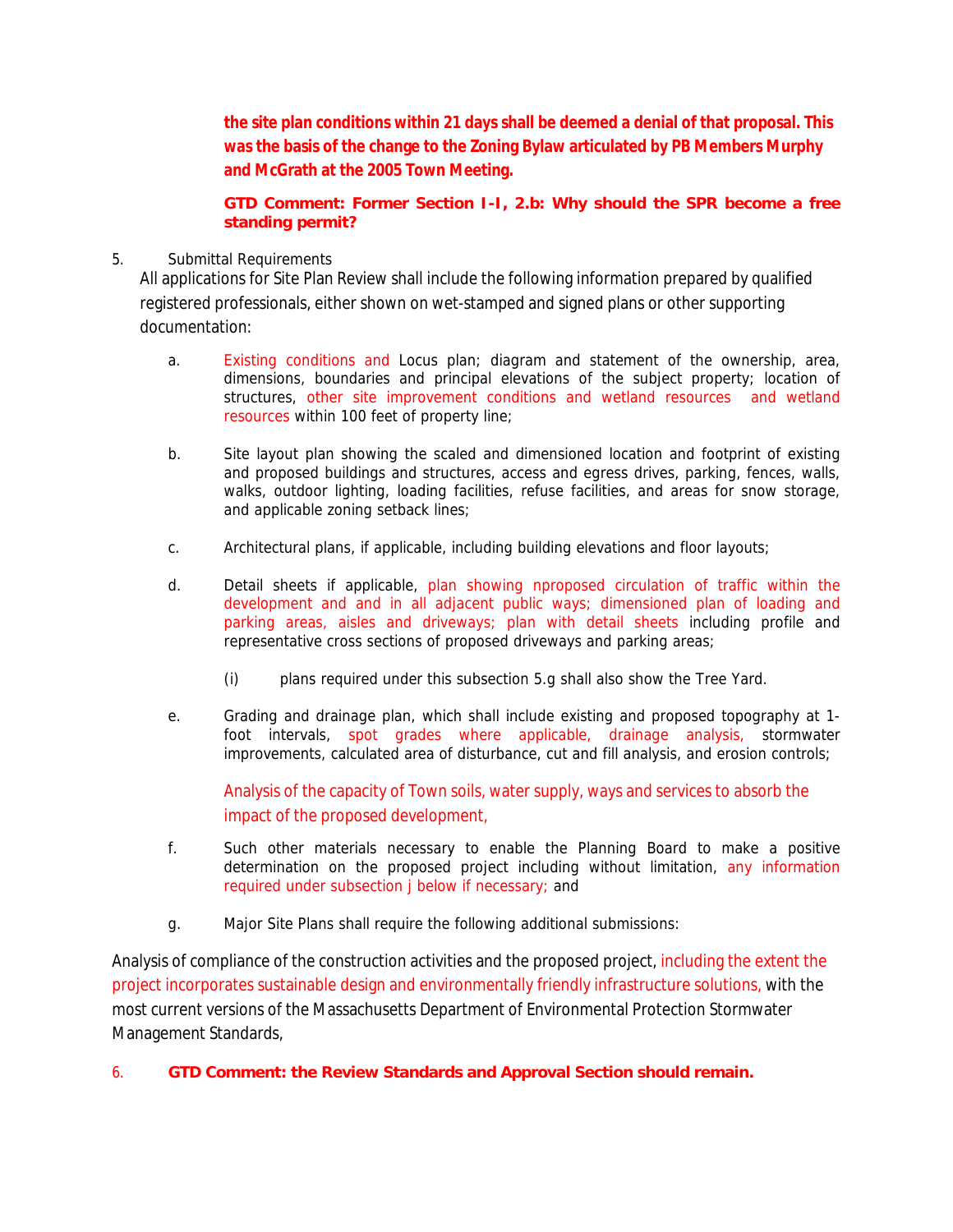**the site plan conditions within 21 days shall be deemed a denial of that proposal. This was the basis of the change to the Zoning Bylaw articulated by PB Members Murphy and McGrath at the 2005 Town Meeting.**

**GTD Comment: Former Section I-I, 2.b: Why should the SPR become a free standing permit?**

5. Submittal Requirements

All applications for Site Plan Review shall include the following information prepared by qualified registered professionals, either shown on wet-stamped and signed plans or other supporting documentation:

a. Existing conditions and Locus plan; diagram and statement of the ownership, area, dimensions, boundaries and principal elevations of the subject property; location of structures, other site improvement conditions and wetland resources and wetland resources within 100 feet of property line;

b. Site layout plan showing the scaled and dimensioned location and footprint of existing and proposed buildings and structures, access and egress drives, parking, fences, walls, walks, outdoor lighting, loading facilities, refuse facilities, and areas for snow storage, and applicable zoning setback lines;

c. Architectural plans, if applicable, including building elevations and floor layouts;

d. Detail sheets if applicable, plan showing nproposed circulation of traffic within the development and and in all adjacent public ways; dimensioned plan of loading and parking areas, aisles and driveways; plan with detail sheets including profile and representative cross sections of proposed driveways and parking areas;

   (i) plans required under this subsection 5.g shall also show the Tree Yard.

e. Grading and drainage plan, which shall include existing and proposed topography at 1-foot intervals, spot grades where applicable, drainage analysis, stormwater improvements, calculated area of disturbance, cut and fill analysis, and erosion controls;

   Analysis of the capacity of Town soils, water supply, ways and services to absorb the impact of the proposed development,

f. Such other materials necessary to enable the Planning Board to make a positive determination on the proposed project including without limitation, any information required under subsection j below if necessary; and

g. Major Site Plans shall require the following additional submissions:

Analysis of compliance of the construction activities and the proposed project, including the extent the project incorporates sustainable design and environmentally friendly infrastructure solutions, with the most current versions of the Massachusetts Department of Environmental Protection Stormwater Management Standards,

6. **GTD Comment: the Review Standards and Approval Section should remain.**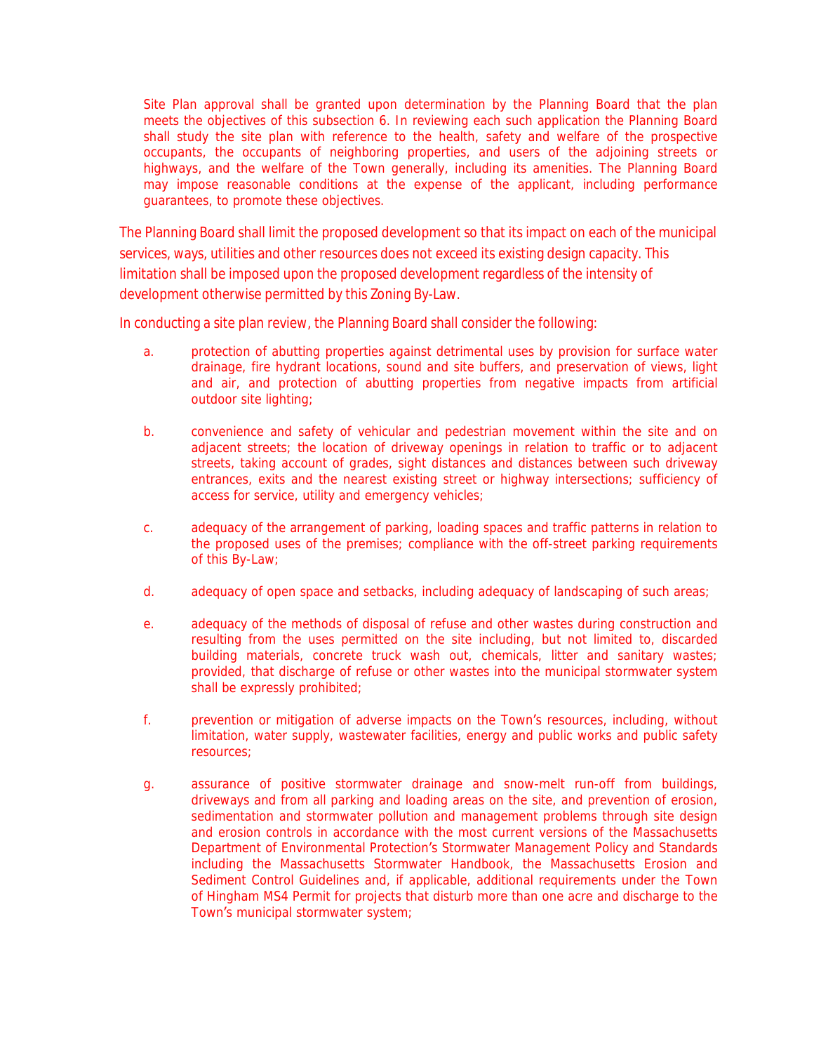Site Plan approval shall be granted upon determination by the Planning Board that the plan meets the objectives of this subsection 6. In reviewing each such application the Planning Board shall study the site plan with reference to the health, safety and welfare of the prospective occupants, the occupants of neighboring properties, and users of the adjoining streets or highways, and the welfare of the Town generally, including its amenities. The Planning Board may impose reasonable conditions at the expense of the applicant, including performance guarantees, to promote these objectives.

The Planning Board shall limit the proposed development so that its impact on each of the municipal services, ways, utilities and other resources does not exceed its existing design capacity. This limitation shall be imposed upon the proposed development regardless of the intensity of development otherwise permitted by this Zoning By-Law.

In conducting a site plan review, the Planning Board shall consider the following:

a. protection of abutting properties against detrimental uses by provision for surface water drainage, fire hydrant locations, sound and site buffers, and preservation of views, light and air, and protection of abutting properties from negative impacts from artificial outdoor site lighting;

b. convenience and safety of vehicular and pedestrian movement within the site and on adjacent streets; the location of driveway openings in relation to traffic or to adjacent streets, taking account of grades, sight distances and distances between such driveway entrances, exits and the nearest existing street or highway intersections; sufficiency of access for service, utility and emergency vehicles;

c. adequacy of the arrangement of parking, loading spaces and traffic patterns in relation to the proposed uses of the premises; compliance with the off-street parking requirements of this By-Law;

d. adequacy of open space and setbacks, including adequacy of landscaping of such areas;

e. adequacy of the methods of disposal of refuse and other wastes during construction and resulting from the uses permitted on the site including, but not limited to, discarded building materials, concrete truck wash out, chemicals, litter and sanitary wastes; provided, that discharge of refuse or other wastes into the municipal stormwater system shall be expressly prohibited;

f. prevention or mitigation of adverse impacts on the Town's resources, including, without limitation, water supply, wastewater facilities, energy and public works and public safety resources;

g. assurance of positive stormwater drainage and snow-melt run-off from buildings, driveways and from all parking and loading areas on the site, and prevention of erosion, sedimentation and stormwater pollution and management problems through site design and erosion controls in accordance with the most current versions of the Massachusetts Department of Environmental Protection's Stormwater Management Policy and Standards including the Massachusetts Stormwater Handbook, the Massachusetts Erosion and Sediment Control Guidelines and, if applicable, additional requirements under the Town of Hingham MS4 Permit for projects that disturb more than one acre and discharge to the Town's municipal stormwater system;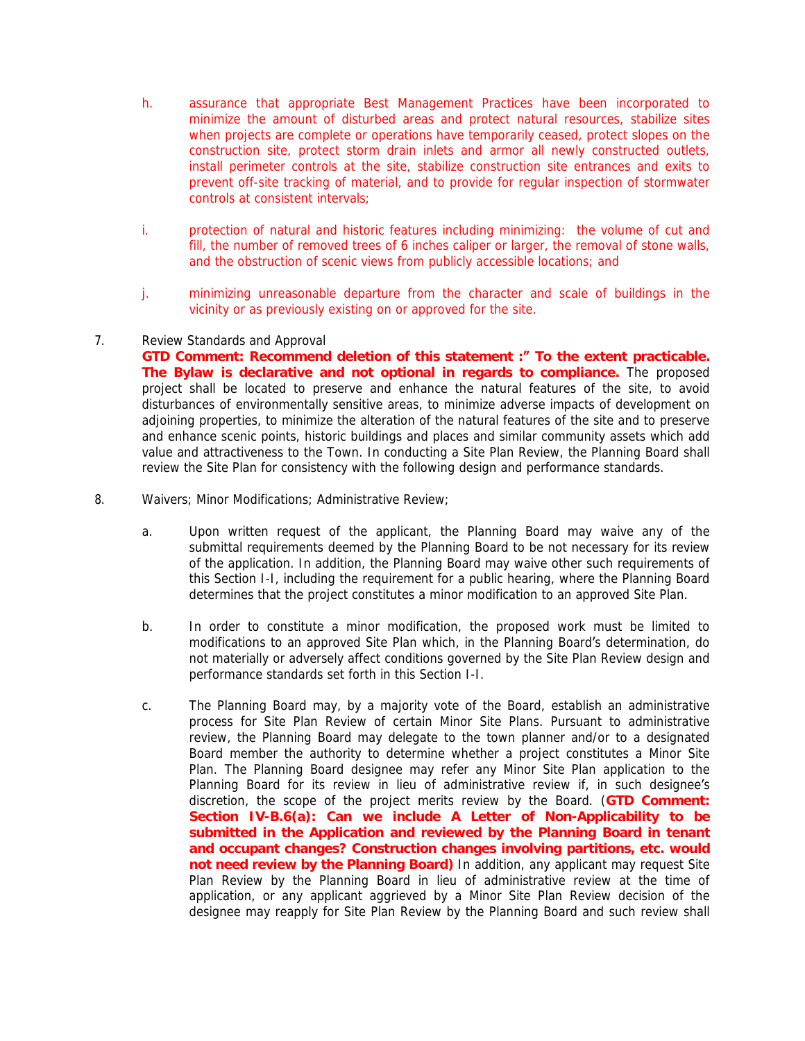h. assurance that appropriate Best Management Practices have been incorporated to minimize the amount of disturbed areas and protect natural resources, stabilize sites when projects are complete or operations have temporarily ceased, protect slopes on the construction site, protect storm drain inlets and armor all newly constructed outlets, install perimeter controls at the site, stabilize construction site entrances and exits to prevent off-site tracking of material, and to provide for regular inspection of stormwater controls at consistent intervals;

i. protection of natural and historic features including minimizing: the volume of cut and fill, the number of removed trees of 6 inches caliper or larger, the removal of stone walls, and the obstruction of scenic views from publicly accessible locations; and

j. minimizing unreasonable departure from the character and scale of buildings in the vicinity or as previously existing on or approved for the site.

7. Review Standards and Approval

**GTD Comment: Recommend deletion of this statement :" To the extent practicable. The Bylaw is declarative and not optional in regards to compliance.** The proposed project shall be located to preserve and enhance the natural features of the site, to avoid disturbances of environmentally sensitive areas, to minimize adverse impacts of development on adjoining properties, to minimize the alteration of the natural features of the site and to preserve and enhance scenic points, historic buildings and places and similar community assets which add value and attractiveness to the Town. In conducting a Site Plan Review, the Planning Board shall review the Site Plan for consistency with the following design and performance standards.

8. Waivers; Minor Modifications; Administrative Review;

a. Upon written request of the applicant, the Planning Board may waive any of the submittal requirements deemed by the Planning Board to be not necessary for its review of the application. In addition, the Planning Board may waive other such requirements of this Section I-I, including the requirement for a public hearing, where the Planning Board determines that the project constitutes a minor modification to an approved Site Plan.

b. In order to constitute a minor modification, the proposed work must be limited to modifications to an approved Site Plan which, in the Planning Board's determination, do not materially or adversely affect conditions governed by the Site Plan Review design and performance standards set forth in this Section I-I.

c. The Planning Board may, by a majority vote of the Board, establish an administrative process for Site Plan Review of certain Minor Site Plans. Pursuant to administrative review, the Planning Board may delegate to the town planner and/or to a designated Board member the authority to determine whether a project constitutes a Minor Site Plan. The Planning Board designee may refer any Minor Site Plan application to the Planning Board for its review in lieu of administrative review if, in such designee's discretion, the scope of the project merits review by the Board. (**GTD Comment: Section IV-B.6(a): Can we include A Letter of Non-Applicability to be submitted in the Application and reviewed by the Planning Board in tenant and occupant changes? Construction changes involving partitions, etc. would not need review by the Planning Board)** In addition, any applicant may request Site Plan Review by the Planning Board in lieu of administrative review at the time of application, or any applicant aggrieved by a Minor Site Plan Review decision of the designee may reapply for Site Plan Review by the Planning Board and such review shall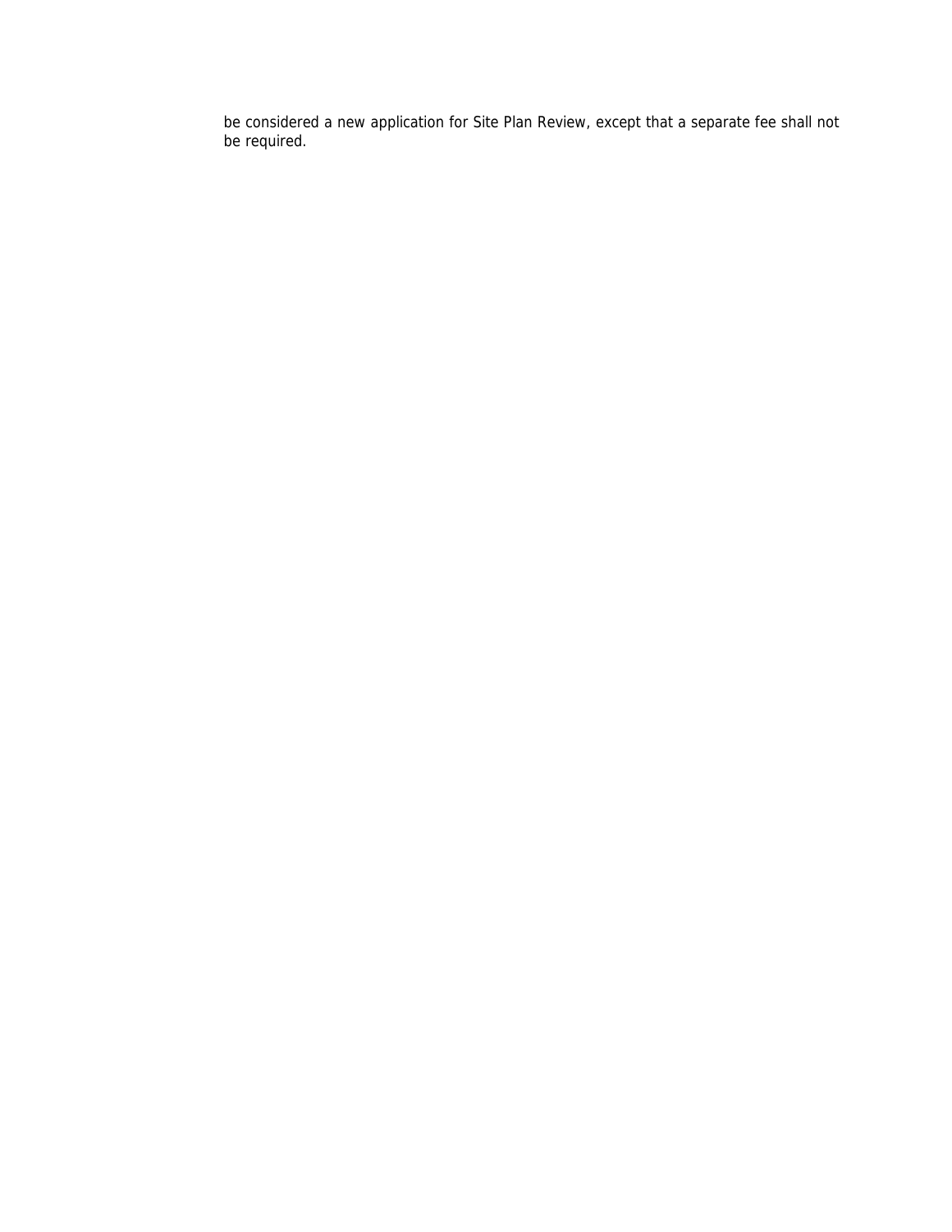be considered a new application for Site Plan Review, except that a separate fee shall not be required.